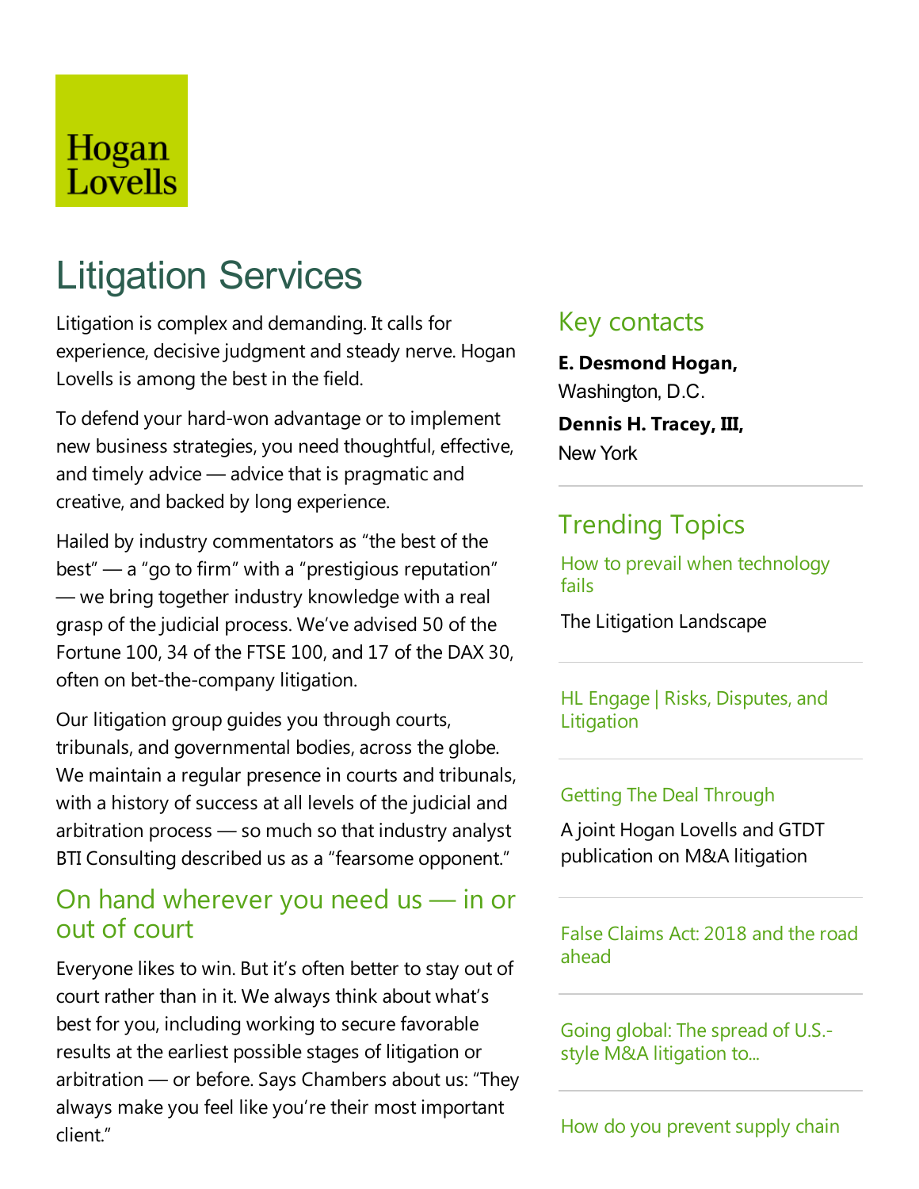Hogan Lovells

# Litigation Services

Litigation is complex and demanding. It calls for experience, decisive judgment and steady nerve. Hogan Lovells is among the best in the field.

To defend your hard-won advantage or to implement new business strategies, you need thoughtful, effective, and timely advice — advice that is pragmatic and creative, and backed by long experience.

Hailed by industry commentators as "the best of the best" — a "go to firm" with a "prestigious reputation" — we bring together industry knowledge with a real grasp of the judicial process. We've advised 50 of the Fortune 100, 34 of the FTSE 100, and 17 of the DAX 30, often on bet-the-company litigation.

Our litigation group guides you through courts, tribunals, and governmental bodies, across the globe. We maintain a regular presence in courts and tribunals, with a history of success at all levels of the judicial and arbitration process — so much so that industry analyst BTI Consulting described us as a "fearsome opponent."

## On hand wherever you need us — in or out of court

Everyone likes to win. But it's often better to stay out of court rather than in it. We always think about what's best for you, including working to secure favorable results at the earliest possible stages of litigation or arbitration — or before. Says Chambers about us: "They always make you feel like you're their most important client."

## Key contacts

**E. Desmond Hogan,**
Washington, D.C.

**Dennis H. Tracey, III,**
New York

## Trending Topics

How to prevail when technology fails

The Litigation Landscape

HL Engage | Risks, Disputes, and Litigation

Getting The Deal Through

A joint Hogan Lovells and GTDT publication on M&A litigation

False Claims Act: 2018 and the road ahead

Going global: The spread of U.S.-style M&A litigation to...

How do you prevent supply chain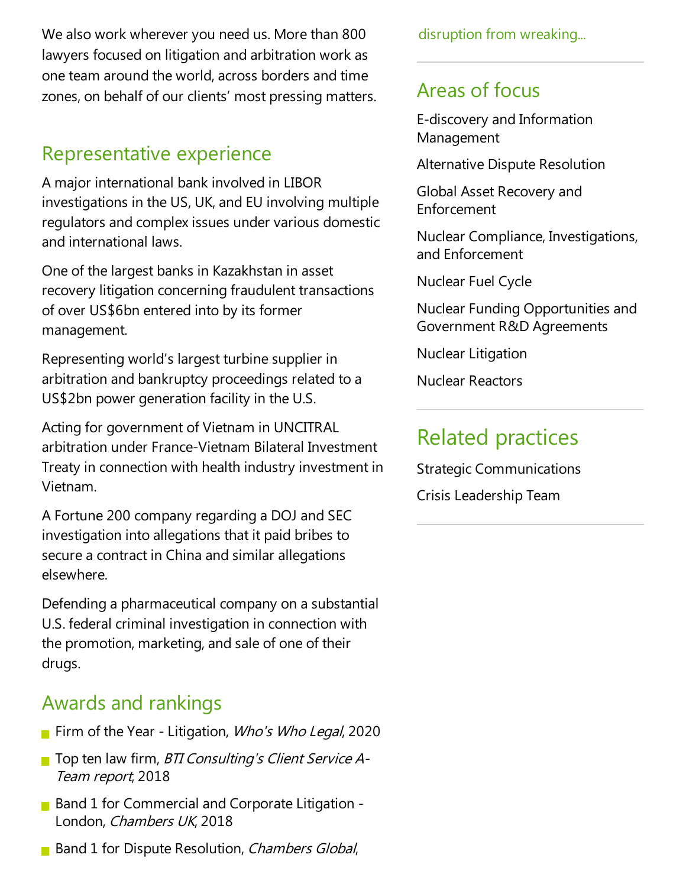We also work wherever you need us. More than 800 lawyers focused on litigation and arbitration work as one team around the world, across borders and time zones, on behalf of our clients' most pressing matters.

## Representative experience

A major international bank involved in LIBOR investigations in the US, UK, and EU involving multiple regulators and complex issues under various domestic and international laws.

One of the largest banks in Kazakhstan in asset recovery litigation concerning fraudulent transactions of over US$6bn entered into by its former management.

Representing world's largest turbine supplier in arbitration and bankruptcy proceedings related to a US$2bn power generation facility in the U.S.

Acting for government of Vietnam in UNCITRAL arbitration under France-Vietnam Bilateral Investment Treaty in connection with health industry investment in Vietnam.

A Fortune 200 company regarding a DOJ and SEC investigation into allegations that it paid bribes to secure a contract in China and similar allegations elsewhere.

Defending a pharmaceutical company on a substantial U.S. federal criminal investigation in connection with the promotion, marketing, and sale of one of their drugs.

## Awards and rankings

- Firm of the Year - Litigation, *Who's Who Legal*, 2020
- Top ten law firm, *BTI Consulting's Client Service A-Team report*, 2018
- Band 1 for Commercial and Corporate Litigation - London, *Chambers UK*, 2018
- Band 1 for Dispute Resolution, *Chambers Global*,

disruption from wreaking...

## Areas of focus

E-discovery and Information Management

Alternative Dispute Resolution

Global Asset Recovery and Enforcement

Nuclear Compliance, Investigations, and Enforcement

Nuclear Fuel Cycle

Nuclear Funding Opportunities and Government R&D Agreements

Nuclear Litigation

Nuclear Reactors

## Related practices

Strategic Communications

Crisis Leadership Team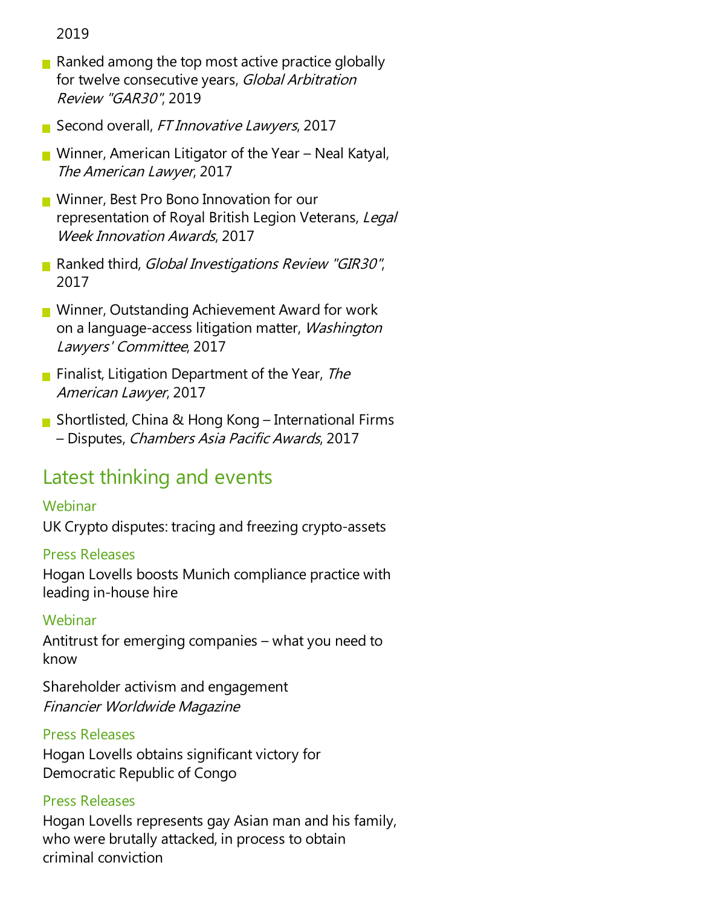2019

- Ranked among the top most active practice globally for twelve consecutive years, *Global Arbitration Review "GAR30"*, 2019
- Second overall, *FT Innovative Lawyers*, 2017
- Winner, American Litigator of the Year – Neal Katyal, *The American Lawyer*, 2017
- Winner, Best Pro Bono Innovation for our representation of Royal British Legion Veterans, *Legal Week Innovation Awards*, 2017
- Ranked third, *Global Investigations Review "GIR30"*, 2017
- Winner, Outstanding Achievement Award for work on a language-access litigation matter, *Washington Lawyers' Committee*, 2017
- Finalist, Litigation Department of the Year, *The American Lawyer*, 2017
- Shortlisted, China & Hong Kong – International Firms – Disputes, *Chambers Asia Pacific Awards*, 2017

## Latest thinking and events

Webinar

UK Crypto disputes: tracing and freezing crypto-assets

Press Releases

Hogan Lovells boosts Munich compliance practice with leading in-house hire

Webinar

Antitrust for emerging companies – what you need to know

Shareholder activism and engagement
*Financier Worldwide Magazine*

Press Releases

Hogan Lovells obtains significant victory for Democratic Republic of Congo

Press Releases

Hogan Lovells represents gay Asian man and his family, who were brutally attacked, in process to obtain criminal conviction